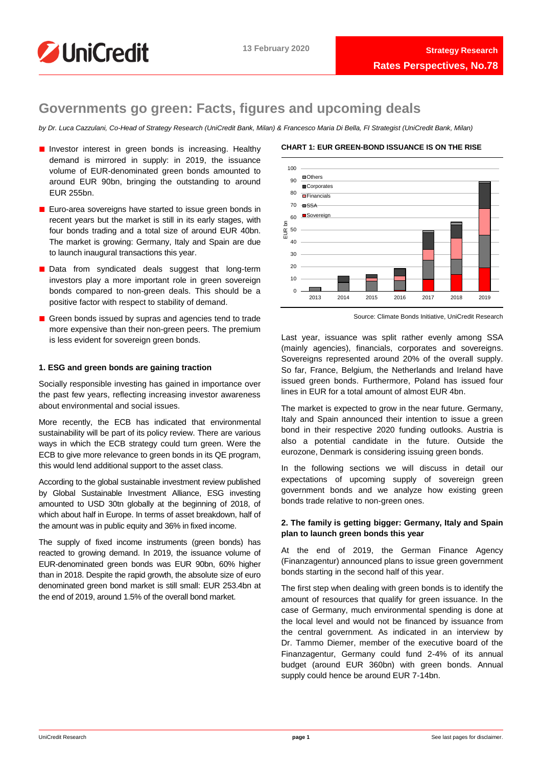# Governments go green: Facts, figures and upcoming deals

*by Dr. Luca Cazzulani, Co-Head of Strategy Research (UniCredit Bank, Milan) & Francesco Maria Di Bella, FI Strategist (UniCredit Bank, Milan)*

- Investor interest in green bonds is increasing. Healthy demand is mirrored in supply: in 2019, the issuance volume of EUR-denominated green bonds amounted to around EUR 90bn, bringing the outstanding to around EUR 255bn.
- Euro-area sovereigns have started to issue green bonds in recent years but the market is still in its early stages, with four bonds trading and a total size of around EUR 40bn. The market is growing: Germany, Italy and Spain are due to launch inaugural transactions this year.
- Data from syndicated deals suggest that long-term investors play a more important role in green sovereign bonds compared to non-green deals. This should be a positive factor with respect to stability of demand.
- Green bonds issued by supras and agencies tend to trade more expensive than their non-green peers. The premium is less evident for sovereign green bonds.

## 1. ESG and green bonds are gaining traction

Socially responsible investing has gained in importance over the past few years, reflecting increasing investor awareness about environmental and social issues.

More recently, the ECB has indicated that environmental sustainability will be part of its policy review. There are various ways in which the ECB strategy could turn green. Were the ECB to give more relevance to green bonds in its QE program, this would lend additional support to the asset class.

According to the global sustainable investment review published by Global Sustainable Investment Alliance, ESG investing amounted to USD 30tn globally at the beginning of 2018, of which about half in Europe. In terms of asset breakdown, half of the amount was in public equity and 36% in fixed income.

The supply of fixed income instruments (green bonds) has reacted to growing demand. In 2019, the issuance volume of EUR-denominated green bonds was EUR 90bn, 60% higher than in 2018. Despite the rapid growth, the absolute size of euro denominated green bond market is still small: EUR 253.4bn at the end of 2019, around 1.5% of the overall bond market.

**CHART 1: EUR GREEN-BOND ISSUANCE IS ON THE RISE**

Source: Climate Bonds Initiative, UniCredit Research

Last year, issuance was split rather evenly among SSA (mainly agencies), financials, corporates and sovereigns. Sovereigns represented around 20% of the overall supply. So far, France, Belgium, the Netherlands and Ireland have issued green bonds. Furthermore, Poland has issued four lines in EUR for a total amount of almost EUR 4bn.

The market is expected to grow in the near future. Germany, Italy and Spain announced their intention to issue a green bond in their respective 2020 funding outlooks. Austria is also a potential candidate in the future. Outside the eurozone, Denmark is considering issuing green bonds.

In the following sections we will discuss in detail our expectations of upcoming supply of sovereign green government bonds and we analyze how existing green bonds trade relative to non-green ones.

## 2. The family is getting bigger: Germany, Italy and Spain plan to launch green bonds this year

At the end of 2019, the German Finance Agency (Finanzagentur) announced plans to issue green government bonds starting in the second half of this year.

The first step when dealing with green bonds is to identify the amount of resources that qualify for green issuance. In the case of Germany, much environmental spending is done at the local level and would not be financed by issuance from the central government. As indicated in an interview by Dr. Tammo Diemer, member of the executive board of the Finanzagentur, Germany could fund 2-4% of its annual budget (around EUR 360bn) with green bonds. Annual supply could hence be around EUR 7-14bn.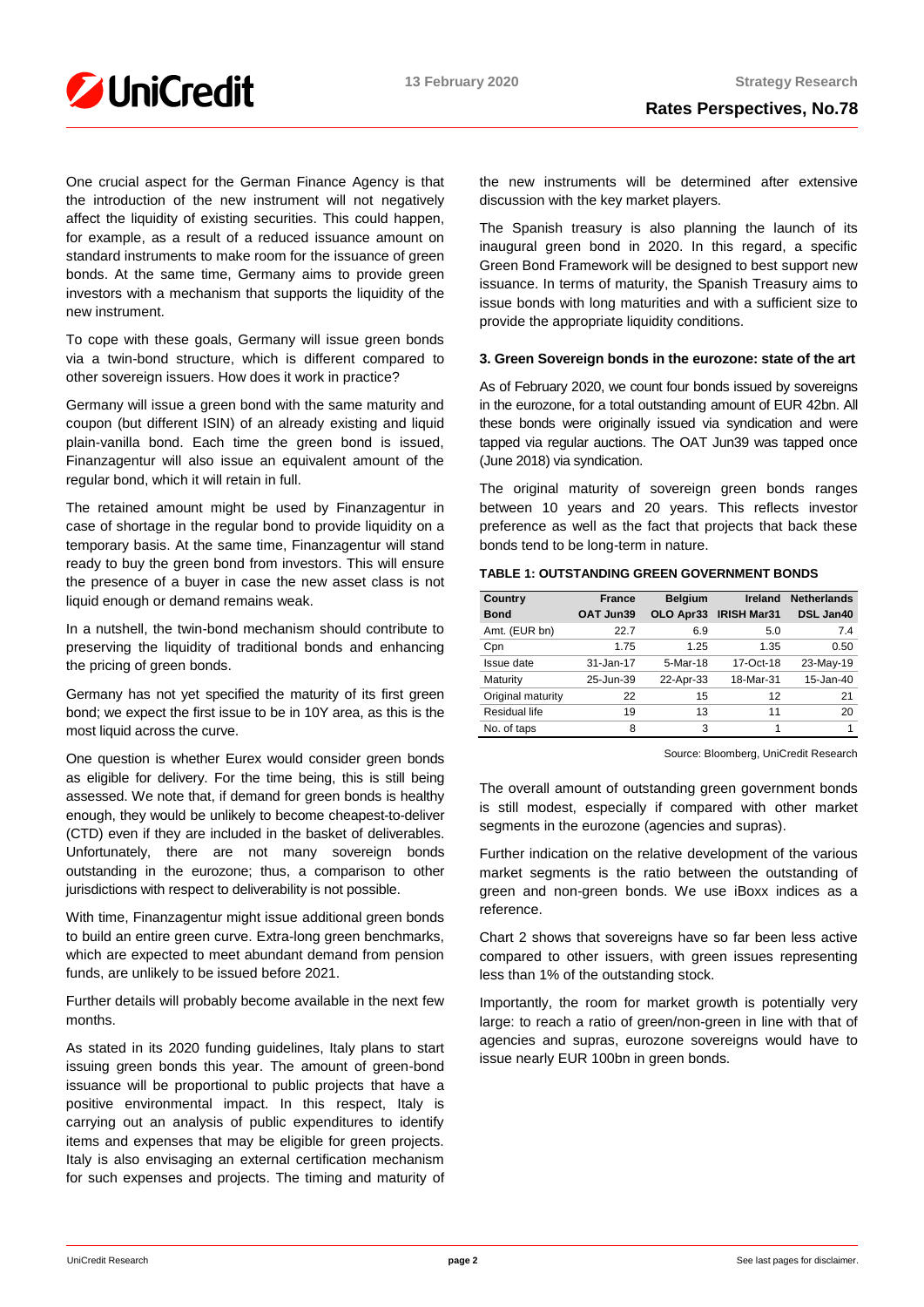One crucial aspect for the German Finance Agency is that the introduction of the new instrument will not negatively affect the liquidity of existing securities. This could happen, for example, as a result of a reduced issuance amount on standard instruments to make room for the issuance of green bonds. At the same time, Germany aims to provide green investors with a mechanism that supports the liquidity of the new instrument.

To cope with these goals, Germany will issue green bonds via a twin-bond structure, which is different compared to other sovereign issuers. How does it work in practice?

Germany will issue a green bond with the same maturity and coupon (but different ISIN) of an already existing and liquid plain-vanilla bond. Each time the green bond is issued, Finanzagentur will also issue an equivalent amount of the regular bond, which it will retain in full.

The retained amount might be used by Finanzagentur in case of shortage in the regular bond to provide liquidity on a temporary basis. At the same time, Finanzagentur will stand ready to buy the green bond from investors. This will ensure the presence of a buyer in case the new asset class is not liquid enough or demand remains weak.

In a nutshell, the twin-bond mechanism should contribute to preserving the liquidity of traditional bonds and enhancing the pricing of green bonds.

Germany has not yet specified the maturity of its first green bond; we expect the first issue to be in 10Y area, as this is the most liquid across the curve.

One question is whether Eurex would consider green bonds as eligible for delivery. For the time being, this is still being assessed. We note that, if demand for green bonds is healthy enough, they would be unlikely to become cheapest-to-deliver (CTD) even if they are included in the basket of deliverables. Unfortunately, there are not many sovereign bonds outstanding in the eurozone; thus, a comparison to other jurisdictions with respect to deliverability is not possible.

With time, Finanzagentur might issue additional green bonds to build an entire green curve. Extra-long green benchmarks, which are expected to meet abundant demand from pension funds, are unlikely to be issued before 2021.

Further details will probably become available in the next few months.

As stated in its 2020 funding guidelines, Italy plans to start issuing green bonds this year. The amount of green-bond issuance will be proportional to public projects that have a positive environmental impact. In this respect, Italy is carrying out an analysis of public expenditures to identify items and expenses that may be eligible for green projects. Italy is also envisaging an external certification mechanism for such expenses and projects. The timing and maturity of the new instruments will be determined after extensive discussion with the key market players.

The Spanish treasury is also planning the launch of its inaugural green bond in 2020. In this regard, a specific Green Bond Framework will be designed to best support new issuance. In terms of maturity, the Spanish Treasury aims to issue bonds with long maturities and with a sufficient size to provide the appropriate liquidity conditions.

### 3. Green Sovereign bonds in the eurozone: state of the art

As of February 2020, we count four bonds issued by sovereigns in the eurozone, for a total outstanding amount of EUR 42bn. All these bonds were originally issued via syndication and were tapped via regular auctions. The OAT Jun39 was tapped once (June 2018) via syndication.

The original maturity of sovereign green bonds ranges between 10 years and 20 years. This reflects investor preference as well as the fact that projects that back these bonds tend to be long-term in nature.

**TABLE 1: OUTSTANDING GREEN GOVERNMENT BONDS**

| Country | France | Belgium | Ireland | Netherlands |
|---|---|---|---|---|
| **Bond** | **OAT Jun39** | **OLO Apr33** | **IRISH Mar31** | **DSL Jan40** |
| Amt. (EUR bn) | 22.7 | 6.9 | 5.0 | 7.4 |
| Cpn | 1.75 | 1.25 | 1.35 | 0.50 |
| Issue date | 31-Jan-17 | 5-Mar-18 | 17-Oct-18 | 23-May-19 |
| Maturity | 25-Jun-39 | 22-Apr-33 | 18-Mar-31 | 15-Jan-40 |
| Original maturity | 22 | 15 | 12 | 21 |
| Residual life | 19 | 13 | 11 | 20 |
| No. of taps | 8 | 3 | 1 | 1 |

Source: Bloomberg, UniCredit Research

The overall amount of outstanding green government bonds is still modest, especially if compared with other market segments in the eurozone (agencies and supras).

Further indication on the relative development of the various market segments is the ratio between the outstanding of green and non-green bonds. We use iBoxx indices as a reference.

Chart 2 shows that sovereigns have so far been less active compared to other issuers, with green issues representing less than 1% of the outstanding stock.

Importantly, the room for market growth is potentially very large: to reach a ratio of green/non-green in line with that of agencies and supras, eurozone sovereigns would have to issue nearly EUR 100bn in green bonds.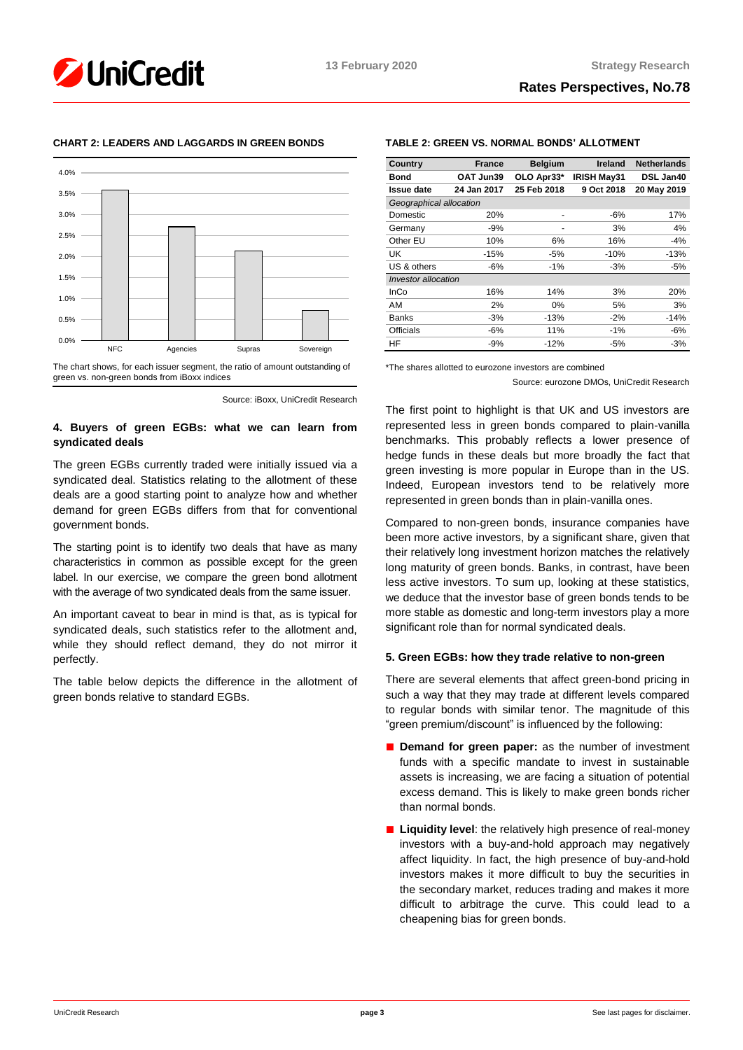**CHART 2: LEADERS AND LAGGARDS IN GREEN BONDS**

The chart shows, for each issuer segment, the ratio of amount outstanding of green vs. non-green bonds from iBoxx indices

Source: iBoxx, UniCredit Research

## 4. Buyers of green EGBs: what we can learn from syndicated deals

The green EGBs currently traded were initially issued via a syndicated deal. Statistics relating to the allotment of these deals are a good starting point to analyze how and whether demand for green EGBs differs from that for conventional government bonds.

The starting point is to identify two deals that have as many characteristics in common as possible except for the green label. In our exercise, we compare the green bond allotment with the average of two syndicated deals from the same issuer.

An important caveat to bear in mind is that, as is typical for syndicated deals, such statistics refer to the allotment and, while they should reflect demand, they do not mirror it perfectly.

The table below depicts the difference in the allotment of green bonds relative to standard EGBs.

**TABLE 2: GREEN VS. NORMAL BONDS' ALLOTMENT**

| Country | France | Belgium | Ireland | Netherlands |
|---|---|---|---|---|
| Bond | OAT Jun39 | OLO Apr33* | IRISH May31 | DSL Jan40 |
| Issue date | 24 Jan 2017 | 25 Feb 2018 | 9 Oct 2018 | 20 May 2019 |
| *Geographical allocation* | | | | |
| Domestic | 20% | - | -6% | 17% |
| Germany | -9% | - | 3% | 4% |
| Other EU | 10% | 6% | 16% | -4% |
| UK | -15% | -5% | -10% | -13% |
| US & others | -6% | -1% | -3% | -5% |
| *Investor allocation* | | | | |
| InCo | 16% | 14% | 3% | 20% |
| AM | 2% | 0% | 5% | 3% |
| Banks | -3% | -13% | -2% | -14% |
| Officials | -6% | 11% | -1% | -6% |
| HF | -9% | -12% | -5% | -3% |

*The shares allotted to eurozone investors are combined

Source: eurozone DMOs, UniCredit Research

The first point to highlight is that UK and US investors are represented less in green bonds compared to plain-vanilla benchmarks. This probably reflects a lower presence of hedge funds in these deals but more broadly the fact that green investing is more popular in Europe than in the US. Indeed, European investors tend to be relatively more represented in green bonds than in plain-vanilla ones.

Compared to non-green bonds, insurance companies have been more active investors, by a significant share, given that their relatively long investment horizon matches the relatively long maturity of green bonds. Banks, in contrast, have been less active investors. To sum up, looking at these statistics, we deduce that the investor base of green bonds tends to be more stable as domestic and long-term investors play a more significant role than for normal syndicated deals.

## 5. Green EGBs: how they trade relative to non-green

There are several elements that affect green-bond pricing in such a way that they may trade at different levels compared to regular bonds with similar tenor. The magnitude of this "green premium/discount" is influenced by the following:

- **Demand for green paper:** as the number of investment funds with a specific mandate to invest in sustainable assets is increasing, we are facing a situation of potential excess demand. This is likely to make green bonds richer than normal bonds.
- **Liquidity level**: the relatively high presence of real-money investors with a buy-and-hold approach may negatively affect liquidity. In fact, the high presence of buy-and-hold investors makes it more difficult to buy the securities in the secondary market, reduces trading and makes it more difficult to arbitrage the curve. This could lead to a cheapening bias for green bonds.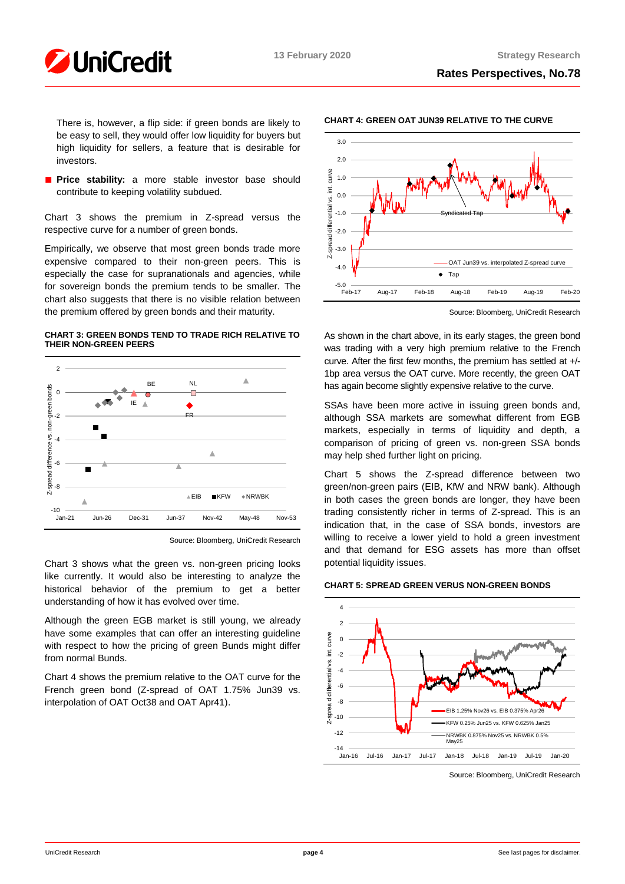There is, however, a flip side: if green bonds are likely to be easy to sell, they would offer low liquidity for buyers but high liquidity for sellers, a feature that is desirable for investors.

- **Price stability:** a more stable investor base should contribute to keeping volatility subdued.

Chart 3 shows the premium in Z-spread versus the respective curve for a number of green bonds.

Empirically, we observe that most green bonds trade more expensive compared to their non-green peers. This is especially the case for supranationals and agencies, while for sovereign bonds the premium tends to be smaller. The chart also suggests that there is no visible relation between the premium offered by green bonds and their maturity.

**CHART 3: GREEN BONDS TEND TO TRADE RICH RELATIVE TO THEIR NON-GREEN PEERS**

Source: Bloomberg, UniCredit Research

Chart 3 shows what the green vs. non-green pricing looks like currently. It would also be interesting to analyze the historical behavior of the premium to get a better understanding of how it has evolved over time.

Although the green EGB market is still young, we already have some examples that can offer an interesting guideline with respect to how the pricing of green Bunds might differ from normal Bunds.

Chart 4 shows the premium relative to the OAT curve for the French green bond (Z-spread of OAT 1.75% Jun39 vs. interpolation of OAT Oct38 and OAT Apr41).

**CHART 4: GREEN OAT JUN39 RELATIVE TO THE CURVE**

Source: Bloomberg, UniCredit Research

As shown in the chart above, in its early stages, the green bond was trading with a very high premium relative to the French curve. After the first few months, the premium has settled at +/-1bp area versus the OAT curve. More recently, the green OAT has again become slightly expensive relative to the curve.

SSAs have been more active in issuing green bonds and, although SSA markets are somewhat different from EGB markets, especially in terms of liquidity and depth, a comparison of pricing of green vs. non-green SSA bonds may help shed further light on pricing.

Chart 5 shows the Z-spread difference between two green/non-green pairs (EIB, KfW and NRW bank). Although in both cases the green bonds are longer, they have been trading consistently richer in terms of Z-spread. This is an indication that, in the case of SSA bonds, investors are willing to receive a lower yield to hold a green investment and that demand for ESG assets has more than offset potential liquidity issues.

**CHART 5: SPREAD GREEN VERUS NON-GREEN BONDS**

Source: Bloomberg, UniCredit Research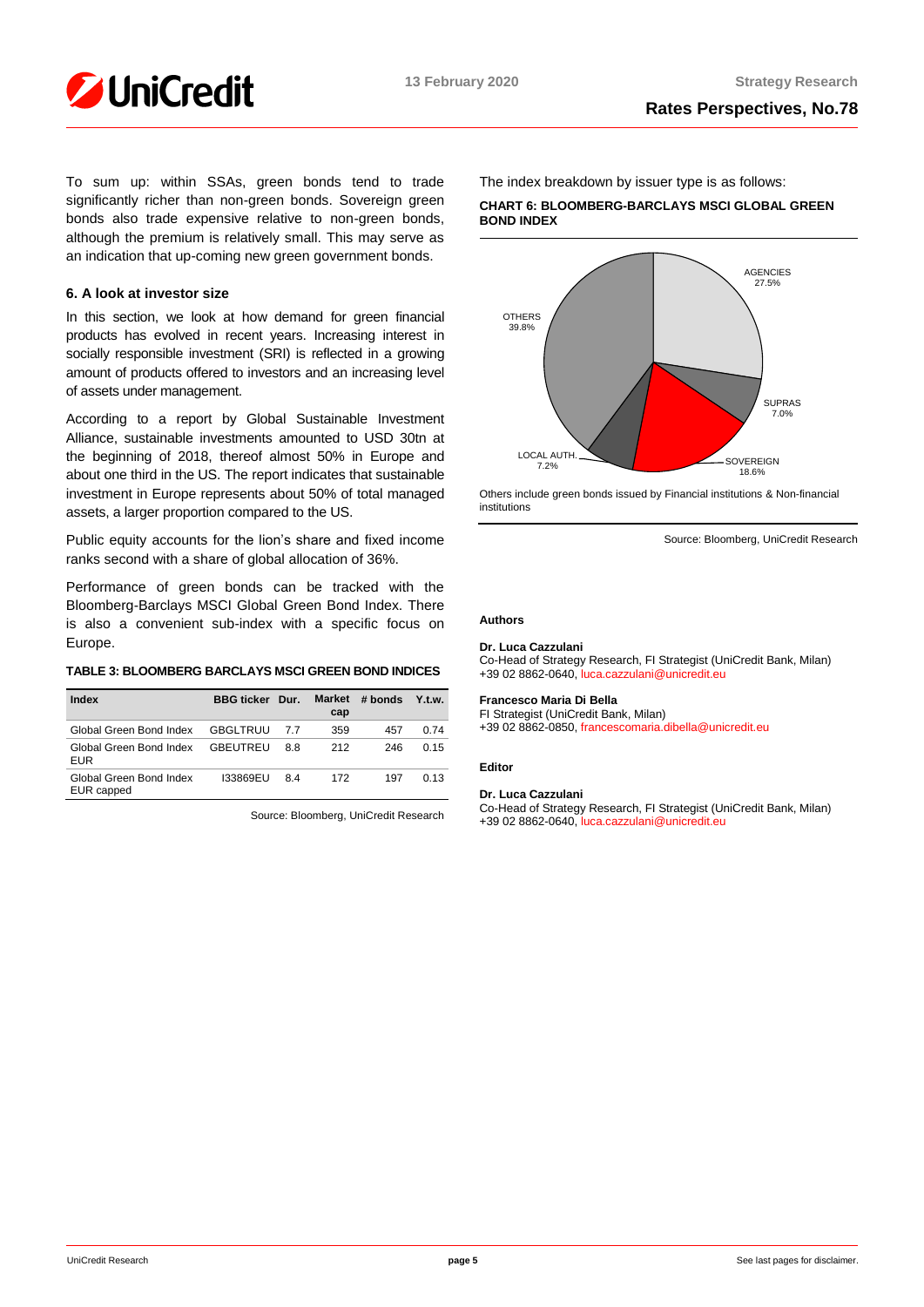To sum up: within SSAs, green bonds tend to trade significantly richer than non-green bonds. Sovereign green bonds also trade expensive relative to non-green bonds, although the premium is relatively small. This may serve as an indication that up-coming new green government bonds.

### 6. A look at investor size

In this section, we look at how demand for green financial products has evolved in recent years. Increasing interest in socially responsible investment (SRI) is reflected in a growing amount of products offered to investors and an increasing level of assets under management.

According to a report by Global Sustainable Investment Alliance, sustainable investments amounted to USD 30tn at the beginning of 2018, thereof almost 50% in Europe and about one third in the US. The report indicates that sustainable investment in Europe represents about 50% of total managed assets, a larger proportion compared to the US.

Public equity accounts for the lion's share and fixed income ranks second with a share of global allocation of 36%.

Performance of green bonds can be tracked with the Bloomberg-Barclays MSCI Global Green Bond Index. There is also a convenient sub-index with a specific focus on Europe.

**TABLE 3: BLOOMBERG BARCLAYS MSCI GREEN BOND INDICES**

| Index | BBG ticker | Dur. | Market cap | # bonds | Y.t.w. |
|---|---|---|---|---|---|
| Global Green Bond Index | GBGLTRUU | 7.7 | 359 | 457 | 0.74 |
| Global Green Bond Index EUR | GBEUTREU | 8.8 | 212 | 246 | 0.15 |
| Global Green Bond Index EUR capped | I33869EU | 8.4 | 172 | 197 | 0.13 |

Source: Bloomberg, UniCredit Research

The index breakdown by issuer type is as follows:

**CHART 6: BLOOMBERG-BARCLAYS MSCI GLOBAL GREEN BOND INDEX**

| Issuer type | Share |
|---|---|
| AGENCIES | 27.5% |
| SUPRAS | 7.0% |
| SOVEREIGN | 18.6% |
| LOCAL AUTH. | 7.2% |
| OTHERS | 39.8% |

Others include green bonds issued by Financial institutions & Non-financial institutions

Source: Bloomberg, UniCredit Research

**Authors**

**Dr. Luca Cazzulani**
Co-Head of Strategy Research, FI Strategist (UniCredit Bank, Milan)
+39 02 8862-0640, luca.cazzulani@unicredit.eu

**Francesco Maria Di Bella**
FI Strategist (UniCredit Bank, Milan)
+39 02 8862-0850, francescomaria.dibella@unicredit.eu

**Editor**

**Dr. Luca Cazzulani**
Co-Head of Strategy Research, FI Strategist (UniCredit Bank, Milan)
+39 02 8862-0640, luca.cazzulani@unicredit.eu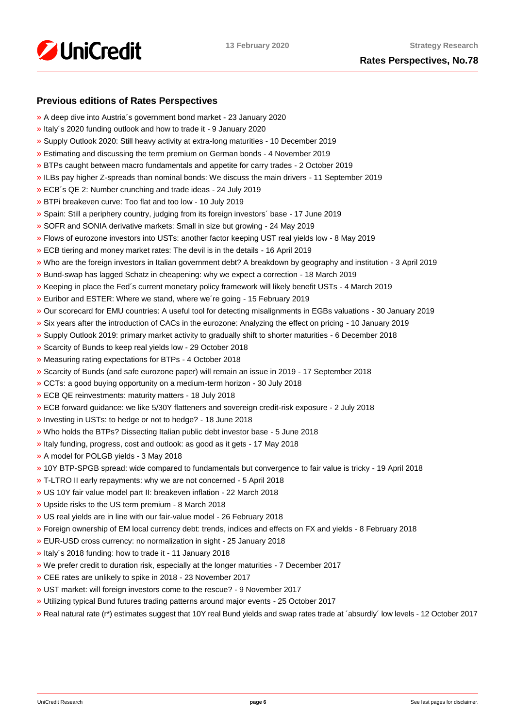## Previous editions of Rates Perspectives

- » A deep dive into Austria´s government bond market - 23 January 2020
- » Italy´s 2020 funding outlook and how to trade it - 9 January 2020
- » Supply Outlook 2020: Still heavy activity at extra-long maturities - 10 December 2019
- » Estimating and discussing the term premium on German bonds - 4 November 2019
- » BTPs caught between macro fundamentals and appetite for carry trades - 2 October 2019
- » ILBs pay higher Z-spreads than nominal bonds: We discuss the main drivers - 11 September 2019
- » ECB´s QE 2: Number crunching and trade ideas - 24 July 2019
- » BTPi breakeven curve: Too flat and too low - 10 July 2019
- » Spain: Still a periphery country, judging from its foreign investors´ base - 17 June 2019
- » SOFR and SONIA derivative markets: Small in size but growing - 24 May 2019
- » Flows of eurozone investors into USTs: another factor keeping UST real yields low - 8 May 2019
- » ECB tiering and money market rates: The devil is in the details - 16 April 2019
- » Who are the foreign investors in Italian government debt? A breakdown by geography and institution - 3 April 2019
- » Bund-swap has lagged Schatz in cheapening: why we expect a correction - 18 March 2019
- » Keeping in place the Fed´s current monetary policy framework will likely benefit USTs - 4 March 2019
- » Euribor and ESTER: Where we stand, where we´re going - 15 February 2019
- » Our scorecard for EMU countries: A useful tool for detecting misalignments in EGBs valuations - 30 January 2019
- » Six years after the introduction of CACs in the eurozone: Analyzing the effect on pricing - 10 January 2019
- » Supply Outlook 2019: primary market activity to gradually shift to shorter maturities - 6 December 2018
- » Scarcity of Bunds to keep real yields low - 29 October 2018
- » Measuring rating expectations for BTPs - 4 October 2018
- » Scarcity of Bunds (and safe eurozone paper) will remain an issue in 2019 - 17 September 2018
- » CCTs: a good buying opportunity on a medium-term horizon - 30 July 2018
- » ECB QE reinvestments: maturity matters - 18 July 2018
- » ECB forward guidance: we like 5/30Y flatteners and sovereign credit-risk exposure - 2 July 2018
- » Investing in USTs: to hedge or not to hedge? - 18 June 2018
- » Who holds the BTPs? Dissecting Italian public debt investor base - 5 June 2018
- » Italy funding, progress, cost and outlook: as good as it gets - 17 May 2018
- » A model for POLGB yields - 3 May 2018
- » 10Y BTP-SPGB spread: wide compared to fundamentals but convergence to fair value is tricky - 19 April 2018
- » T-LTRO II early repayments: why we are not concerned - 5 April 2018
- » US 10Y fair value model part II: breakeven inflation - 22 March 2018
- » Upside risks to the US term premium - 8 March 2018
- » US real yields are in line with our fair-value model - 26 February 2018
- » Foreign ownership of EM local currency debt: trends, indices and effects on FX and yields - 8 February 2018
- » EUR-USD cross currency: no normalization in sight - 25 January 2018
- » Italy´s 2018 funding: how to trade it - 11 January 2018
- » We prefer credit to duration risk, especially at the longer maturities - 7 December 2017
- » CEE rates are unlikely to spike in 2018 - 23 November 2017
- » UST market: will foreign investors come to the rescue? - 9 November 2017
- » Utilizing typical Bund futures trading patterns around major events - 25 October 2017
- » Real natural rate (r*) estimates suggest that 10Y real Bund yields and swap rates trade at ´absurdly´ low levels - 12 October 2017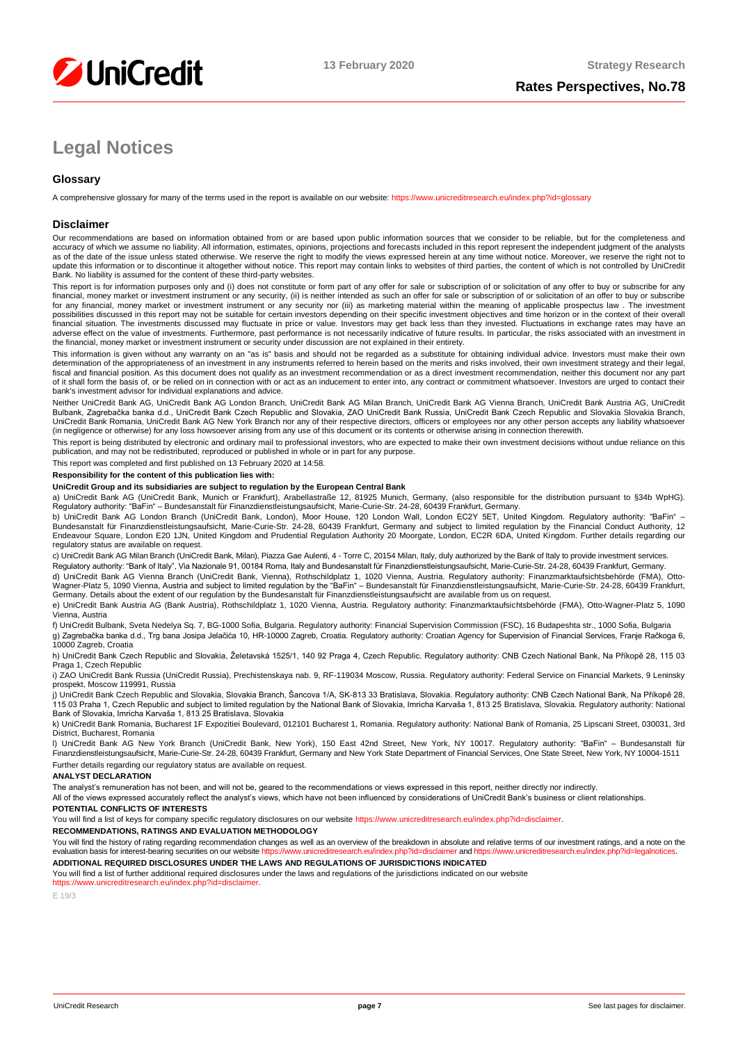# Legal Notices

## Glossary

A comprehensive glossary for many of the terms used in the report is available on our website: https://www.unicreditresearch.eu/index.php?id=glossary

## Disclaimer

Our recommendations are based on information obtained from or are based upon public information sources that we consider to be reliable, but for the completeness and accuracy of which we assume no liability. All information, estimates, opinions, projections and forecasts included in this report represent the independent judgment of the analysts as of the date of the issue unless stated otherwise. We reserve the right to modify the views expressed herein at any time without notice. Moreover, we reserve the right not to update this information or to discontinue it altogether without notice. This report may contain links to websites of third parties, the content of which is not controlled by UniCredit Bank. No liability is assumed for the content of these third-party websites.

This report is for information purposes only and (i) does not constitute or form part of any offer for sale or subscription of or solicitation of any offer to buy or subscribe for any financial, money market or investment instrument or any security, (ii) is neither intended as such an offer for sale or subscription of or solicitation of an offer to buy or subscribe for any financial, money market or investment instrument or any security nor (iii) as marketing material within the meaning of applicable prospectus law . The investment possibilities discussed in this report may not be suitable for certain investors depending on their specific investment objectives and time horizon or in the context of their overall financial situation. The investments discussed may fluctuate in price or value. Investors may get back less than they invested. Fluctuations in exchange rates may have an adverse effect on the value of investments. Furthermore, past performance is not necessarily indicative of future results. In particular, the risks associated with an investment in the financial, money market or investment instrument or security under discussion are not explained in their entirety.

This information is given without any warranty on an "as is" basis and should not be regarded as a substitute for obtaining individual advice. Investors must make their own determination of the appropriateness of an investment in any instruments referred to herein based on the merits and risks involved, their own investment strategy and their legal, fiscal and financial position. As this document does not qualify as an investment recommendation or as a direct investment recommendation, neither this document nor any part of it shall form the basis of, or be relied on in connection with or act as an inducement to enter into, any contract or commitment whatsoever. Investors are urged to contact their bank's investment advisor for individual explanations and advice.

Neither UniCredit Bank AG, UniCredit Bank AG London Branch, UniCredit Bank AG Milan Branch, UniCredit Bank AG Vienna Branch, UniCredit Bank Austria AG, UniCredit Bulbank, Zagrebačka banka d.d., UniCredit Bank Czech Republic and Slovakia, ZAO UniCredit Bank Russia, UniCredit Bank Czech Republic and Slovakia Slovakia Branch, UniCredit Bank Romania, UniCredit Bank AG New York Branch nor any of their respective directors, officers or employees nor any other person accepts any liability whatsoever (in negligence or otherwise) for any loss howsoever arising from any use of this document or its contents or otherwise arising in connection therewith.

This report is being distributed by electronic and ordinary mail to professional investors, who are expected to make their own investment decisions without undue reliance on this publication, and may not be redistributed, reproduced or published in whole or in part for any purpose.

This report was completed and first published on 13 February 2020 at 14:58.

**Responsibility for the content of this publication lies with:**

**UniCredit Group and its subsidiaries are subject to regulation by the European Central Bank**

a) UniCredit Bank AG (UniCredit Bank, Munich or Frankfurt), Arabellastraße 12, 81925 Munich, Germany, (also responsible for the distribution pursuant to §34b WpHG). Regulatory authority: "BaFin" – Bundesanstalt für Finanzdienstleistungsaufsicht, Marie-Curie-Str. 24-28, 60439 Frankfurt, Germany.

b) UniCredit Bank AG London Branch (UniCredit Bank, London), Moor House, 120 London Wall, London EC2Y 5ET, United Kingdom. Regulatory authority: "BaFin" – Bundesanstalt für Finanzdienstleistungsaufsicht, Marie-Curie-Str. 24-28, 60439 Frankfurt, Germany and subject to limited regulation by the Financial Conduct Authority, 12 Endeavour Square, London E20 1JN, United Kingdom and Prudential Regulation Authority 20 Moorgate, London, EC2R 6DA, United Kingdom. Further details regarding our regulatory status are available on request.

c) UniCredit Bank AG Milan Branch (UniCredit Bank, Milan), Piazza Gae Aulenti, 4 - Torre C, 20154 Milan, Italy, duly authorized by the Bank of Italy to provide investment services.
Regulatory authority: "Bank of Italy", Via Nazionale 91, 00184 Roma, Italy and Bundesanstalt für Finanzdienstleistungsaufsicht, Marie-Curie-Str. 24-28, 60439 Frankfurt, Germany.

d) UniCredit Bank AG Vienna Branch (UniCredit Bank, Vienna), Rothschildplatz 1, 1020 Vienna, Austria. Regulatory authority: Finanzmarktaufsichtsbehörde (FMA), Otto-Wagner-Platz 5, 1090 Vienna, Austria and subject to limited regulation by the "BaFin" – Bundesanstalt für Finanzdienstleistungsaufsicht, Marie-Curie-Str. 24-28, 60439 Frankfurt, Germany. Details about the extent of our regulation by the Bundesanstalt für Finanzdienstleistungsaufsicht are available from us on request.

e) UniCredit Bank Austria AG (Bank Austria), Rothschildplatz 1, 1020 Vienna, Austria. Regulatory authority: Finanzmarktaufsichtsbehörde (FMA), Otto-Wagner-Platz 5, 1090 Vienna, Austria

f) UniCredit Bulbank, Sveta Nedelya Sq. 7, BG-1000 Sofia, Bulgaria. Regulatory authority: Financial Supervision Commission (FSC), 16 Budapeshta str., 1000 Sofia, Bulgaria

g) Zagrebačka banka d.d., Trg bana Josipa Jelačića 10, HR-10000 Zagreb, Croatia. Regulatory authority: Croatian Agency for Supervision of Financial Services, Franje Račkoga 6, 10000 Zagreb, Croatia

h) UniCredit Bank Czech Republic and Slovakia, Želetavská 1525/1, 140 92 Praga 4, Czech Republic. Regulatory authority: CNB Czech National Bank, Na Příkopě 28, 115 03 Praga 1, Czech Republic

i) ZAO UniCredit Bank Russia (UniCredit Russia), Prechistenskaya nab. 9, RF-119034 Moscow, Russia. Regulatory authority: Federal Service on Financial Markets, 9 Leninsky prospekt, Moscow 119991, Russia

j) UniCredit Bank Czech Republic and Slovakia, Slovakia Branch, Šancova 1/A, SK-813 33 Bratislava, Slovakia. Regulatory authority: CNB Czech National Bank, Na Příkopě 28, 115 03 Praha 1, Czech Republic and subject to limited regulation by the National Bank of Slovakia, Imricha Karvaša 1, 813 25 Bratislava, Slovakia. Regulatory authority: National Bank of Slovakia, Imricha Karvaša 1, 813 25 Bratislava, Slovakia

k) UniCredit Bank Romania, Bucharest 1F Expozitiei Boulevard, 012101 Bucharest 1, Romania. Regulatory authority: National Bank of Romania, 25 Lipscani Street, 030031, 3rd District, Bucharest, Romania

l) UniCredit Bank AG New York Branch (UniCredit Bank, New York), 150 East 42nd Street, New York, NY 10017. Regulatory authority: "BaFin" – Bundesanstalt für Finanzdienstleistungsaufsicht, Marie-Curie-Str. 24-28, 60439 Frankfurt, Germany and New York State Department of Financial Services, One State Street, New York, NY 10004-1511

Further details regarding our regulatory status are available on request.

**ANALYST DECLARATION**

The analyst's remuneration has not been, and will not be, geared to the recommendations or views expressed in this report, neither directly nor indirectly.

All of the views expressed accurately reflect the analyst's views, which have not been influenced by considerations of UniCredit Bank's business or client relationships.

**POTENTIAL CONFLICTS OF INTERESTS**

You will find a list of keys for company specific regulatory disclosures on our website https://www.unicreditresearch.eu/index.php?id=disclaimer.

**RECOMMENDATIONS, RATINGS AND EVALUATION METHODOLOGY**

You will find the history of rating regarding recommendation changes as well as an overview of the breakdown in absolute and relative terms of our investment ratings, and a note on the evaluation basis for interest-bearing securities on our website https://www.unicreditresearch.eu/index.php?id=disclaimer and https://www.unicreditresearch.eu/index.php?id=legalnotices.

**ADDITIONAL REQUIRED DISCLOSURES UNDER THE LAWS AND REGULATIONS OF JURISDICTIONS INDICATED**

You will find a list of further additional required disclosures under the laws and regulations of the jurisdictions indicated on our website https://www.unicreditresearch.eu/index.php?id=disclaimer.

E 19/3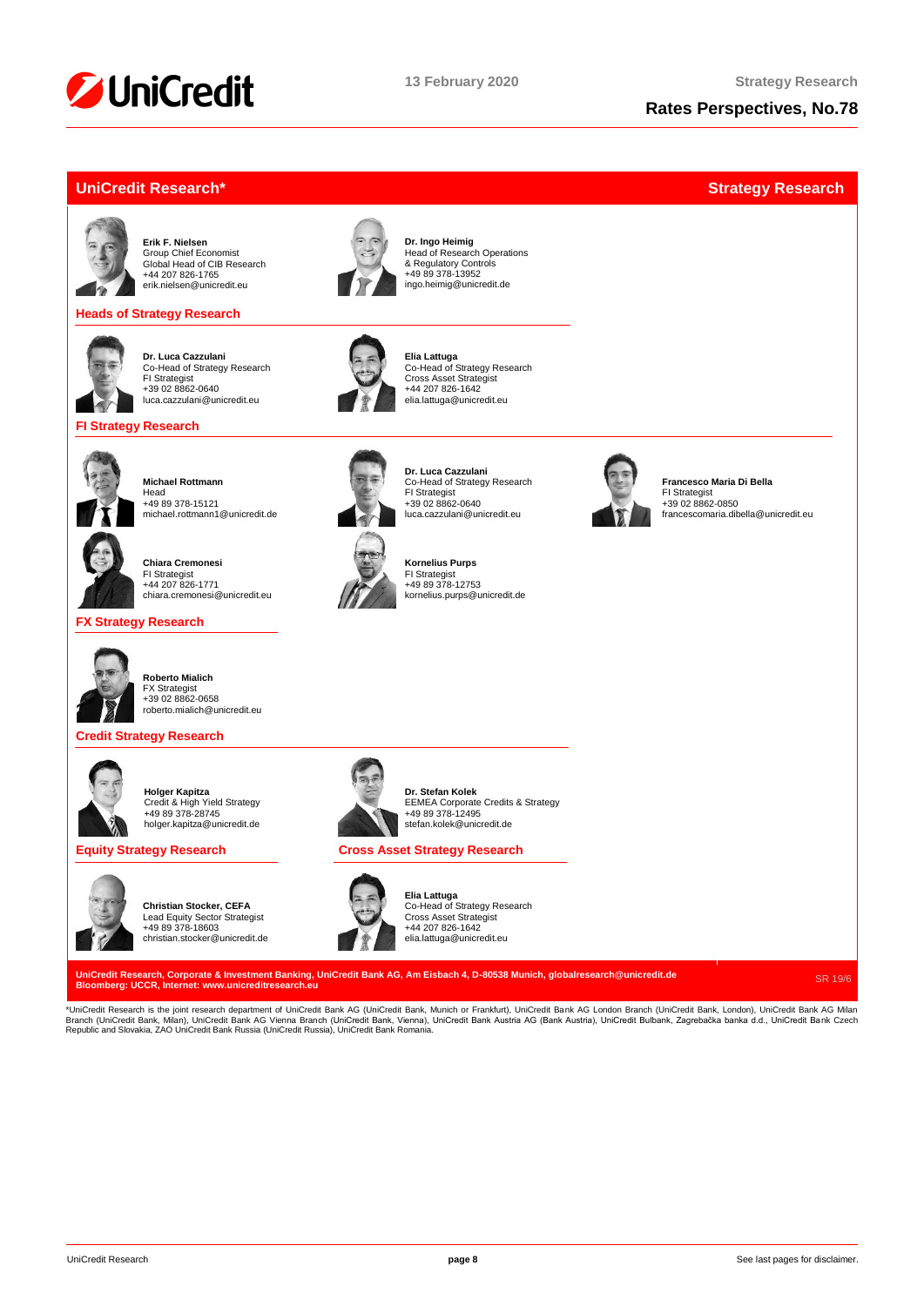## UniCredit Research*

## Strategy Research

**Erik F. Nielsen**
Group Chief Economist
Global Head of CIB Research
+44 207 826-1765
erik.nielsen@unicredit.eu

**Dr. Ingo Heimig**
Head of Research Operations
& Regulatory Controls
+49 89 378-13952
ingo.heimig@unicredit.de

### Heads of Strategy Research

**Dr. Luca Cazzulani**
Co-Head of Strategy Research
FI Strategist
+39 02 8862-0640
luca.cazzulani@unicredit.eu

**Elia Lattuga**
Co-Head of Strategy Research
Cross Asset Strategist
+44 207 826-1642
elia.lattuga@unicredit.eu

### FI Strategy Research

**Michael Rottmann**
Head
+49 89 378-15121
michael.rottmann1@unicredit.de

**Dr. Luca Cazzulani**
Co-Head of Strategy Research
FI Strategist
+39 02 8862-0640
luca.cazzulani@unicredit.eu

**Francesco Maria Di Bella**
FI Strategist
+39 02 8862-0850
francescomaria.dibella@unicredit.eu

**Chiara Cremonesi**
FI Strategist
+44 207 826-1771
chiara.cremonesi@unicredit.eu

**Kornelius Purps**
FI Strategist
+49 89 378-12753
kornelius.purps@unicredit.de

### FX Strategy Research

**Roberto Mialich**
FX Strategist
+39 02 8862-0658
roberto.mialich@unicredit.eu

### Credit Strategy Research

**Holger Kapitza**
Credit & High Yield Strategy
+49 89 378-28745
holger.kapitza@unicredit.de

**Dr. Stefan Kolek**
EEMEA Corporate Credits & Strategy
+49 89 378-12495
stefan.kolek@unicredit.de

### Equity Strategy Research

**Christian Stocker, CEFA**
Lead Equity Sector Strategist
+49 89 378-18603
christian.stocker@unicredit.de

### Cross Asset Strategy Research

**Elia Lattuga**
Co-Head of Strategy Research
Cross Asset Strategist
+44 207 826-1642
elia.lattuga@unicredit.eu

**UniCredit Research, Corporate & Investment Banking, UniCredit Bank AG, Am Eisbach 4, D-80538 Munich, globalresearch@unicredit.de**
**Bloomberg: UCCR, Internet: www.unicreditresearch.eu**

SR 19/6

*UniCredit Research is the joint research department of UniCredit Bank AG (UniCredit Bank, Munich or Frankfurt), UniCredit Bank AG London Branch (UniCredit Bank, London), UniCredit Bank AG Milan Branch (UniCredit Bank, Milan), UniCredit Bank AG Vienna Branch (UniCredit Bank, Vienna), UniCredit Bank Austria AG (Bank Austria), UniCredit Bulbank, Zagrebačka banka d.d., UniCredit Bank Czech Republic and Slovakia, ZAO UniCredit Bank Russia (UniCredit Russia), UniCredit Bank Romania.